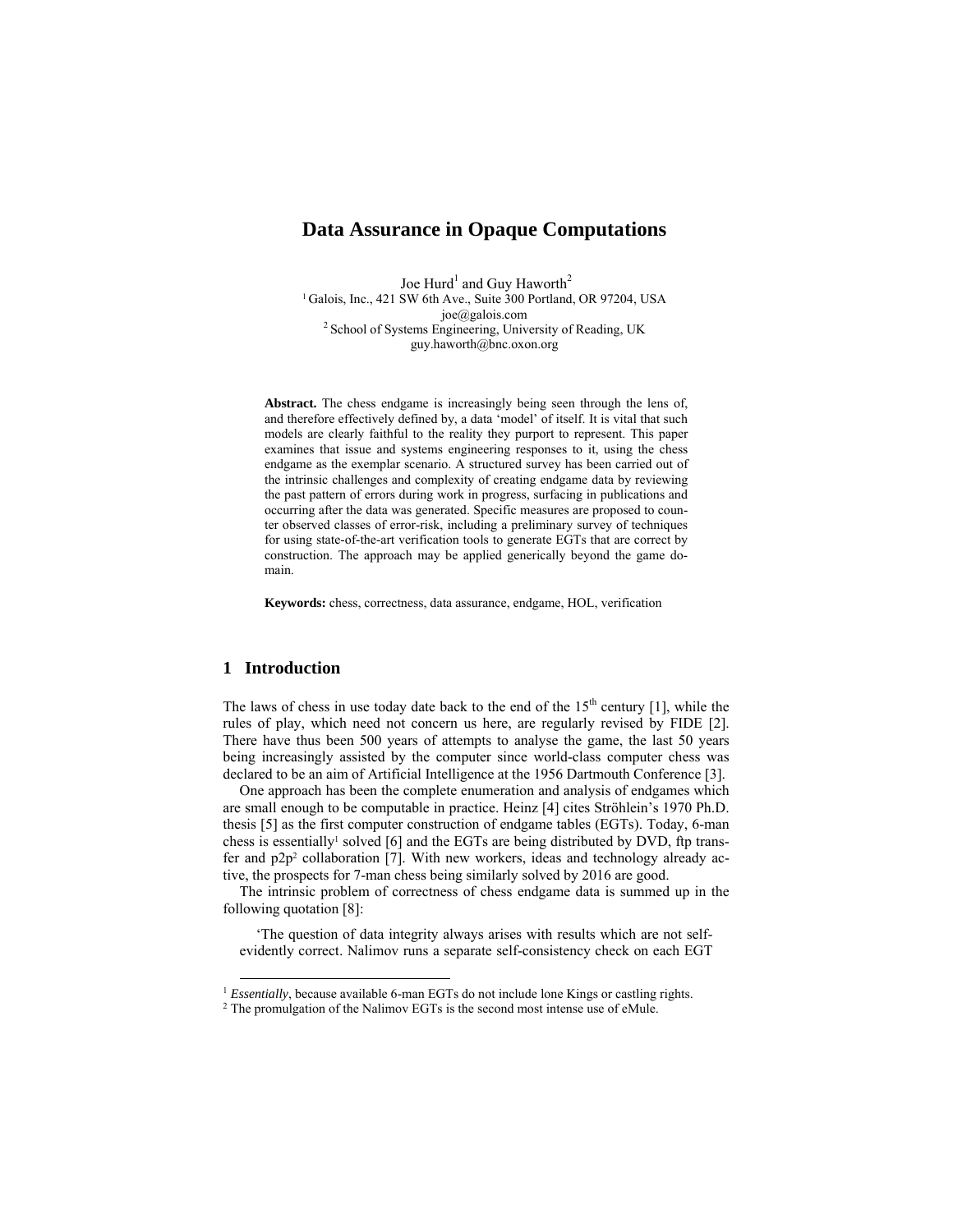# Data Assurance in Opaque Computations

Joe Hurd[1] and Guy Haworth[2]

[1] Galois, Inc., 421 SW 6th Ave., Suite 300 Portland, OR 97204, USA
joe@galois.com

[2] School of Systems Engineering, University of Reading, UK
guy.haworth@bnc.oxon.org

**Abstract.** The chess endgame is increasingly being seen through the lens of, and therefore effectively defined by, a data 'model' of itself. It is vital that such models are clearly faithful to the reality they purport to represent. This paper examines that issue and systems engineering responses to it, using the chess endgame as the exemplar scenario. A structured survey has been carried out of the intrinsic challenges and complexity of creating endgame data by reviewing the past pattern of errors during work in progress, surfacing in publications and occurring after the data was generated. Specific measures are proposed to counter observed classes of error-risk, including a preliminary survey of techniques for using state-of-the-art verification tools to generate EGTs that are correct by construction. The approach may be applied generically beyond the game domain.

**Keywords:** chess, correctness, data assurance, endgame, HOL, verification

## 1 Introduction

The laws of chess in use today date back to the end of the 15$^{th}$ century [1], while the rules of play, which need not concern us here, are regularly revised by FIDE [2]. There have thus been 500 years of attempts to analyse the game, the last 50 years being increasingly assisted by the computer since world-class computer chess was declared to be an aim of Artificial Intelligence at the 1956 Dartmouth Conference [3].

One approach has been the complete enumeration and analysis of endgames which are small enough to be computable in practice. Heinz [4] cites Ströhlein's 1970 Ph.D. thesis [5] as the first computer construction of endgame tables (EGTs). Today, 6-man chess is essentially[1] solved [6] and the EGTs are being distributed by DVD, ftp transfer and p2p[2] collaboration [7]. With new workers, ideas and technology already active, the prospects for 7-man chess being similarly solved by 2016 are good.

The intrinsic problem of correctness of chess endgame data is summed up in the following quotation [8]:

'The question of data integrity always arises with results which are not self-evidently correct. Nalimov runs a separate self-consistency check on each EGT

[1] *Essentially*, because available 6-man EGTs do not include lone Kings or castling rights.

[2] The promulgation of the Nalimov EGTs is the second most intense use of eMule.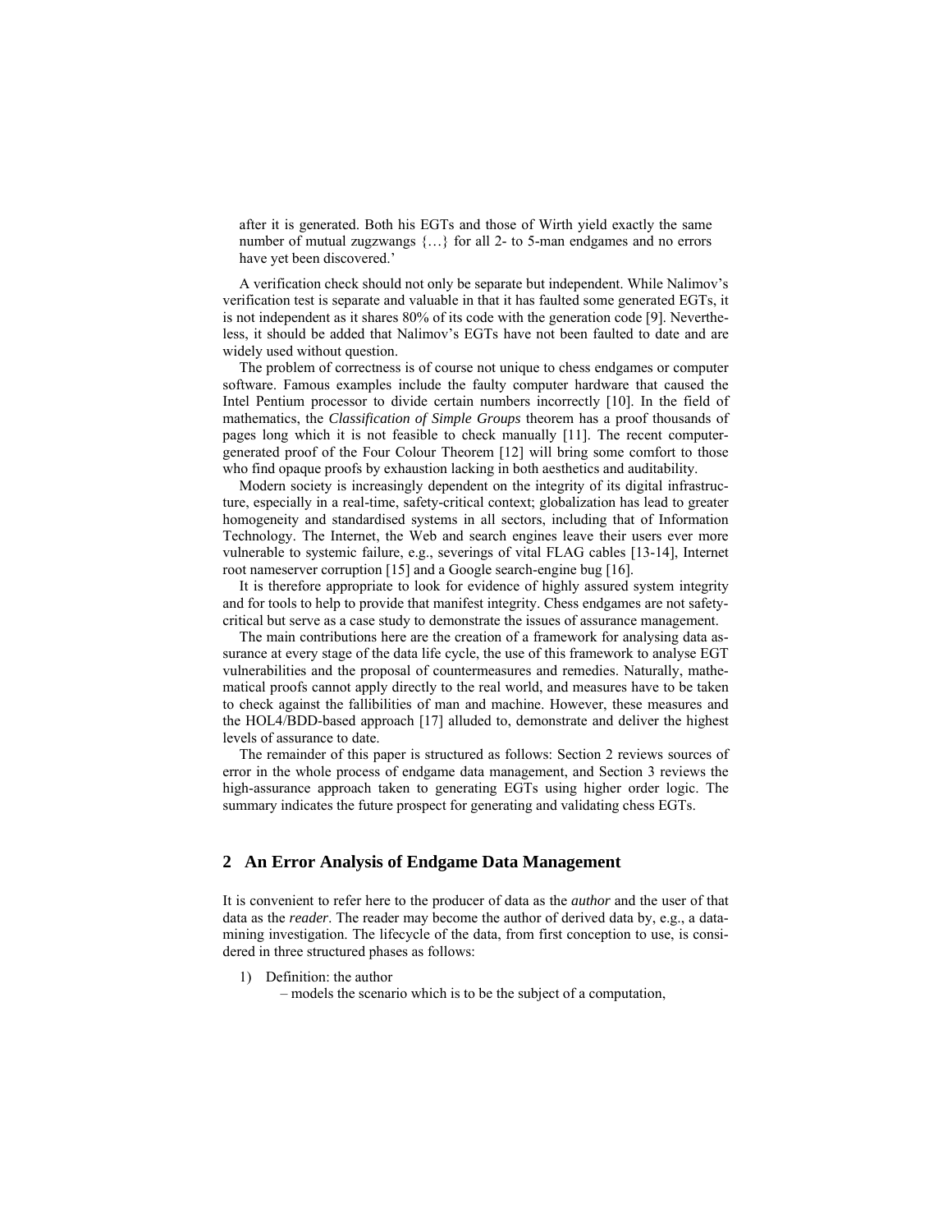after it is generated. Both his EGTs and those of Wirth yield exactly the same number of mutual zugzwangs {…} for all 2- to 5-man endgames and no errors have yet been discovered.'

A verification check should not only be separate but independent. While Nalimov's verification test is separate and valuable in that it has faulted some generated EGTs, it is not independent as it shares 80% of its code with the generation code [9]. Nevertheless, it should be added that Nalimov's EGTs have not been faulted to date and are widely used without question.

The problem of correctness is of course not unique to chess endgames or computer software. Famous examples include the faulty computer hardware that caused the Intel Pentium processor to divide certain numbers incorrectly [10]. In the field of mathematics, the *Classification of Simple Groups* theorem has a proof thousands of pages long which it is not feasible to check manually [11]. The recent computer-generated proof of the Four Colour Theorem [12] will bring some comfort to those who find opaque proofs by exhaustion lacking in both aesthetics and auditability.

Modern society is increasingly dependent on the integrity of its digital infrastructure, especially in a real-time, safety-critical context; globalization has lead to greater homogeneity and standardised systems in all sectors, including that of Information Technology. The Internet, the Web and search engines leave their users ever more vulnerable to systemic failure, e.g., severings of vital FLAG cables [13-14], Internet root nameserver corruption [15] and a Google search-engine bug [16].

It is therefore appropriate to look for evidence of highly assured system integrity and for tools to help to provide that manifest integrity. Chess endgames are not safety-critical but serve as a case study to demonstrate the issues of assurance management.

The main contributions here are the creation of a framework for analysing data assurance at every stage of the data life cycle, the use of this framework to analyse EGT vulnerabilities and the proposal of countermeasures and remedies. Naturally, mathematical proofs cannot apply directly to the real world, and measures have to be taken to check against the fallibilities of man and machine. However, these measures and the HOL4/BDD-based approach [17] alluded to, demonstrate and deliver the highest levels of assurance to date.

The remainder of this paper is structured as follows: Section 2 reviews sources of error in the whole process of endgame data management, and Section 3 reviews the high-assurance approach taken to generating EGTs using higher order logic. The summary indicates the future prospect for generating and validating chess EGTs.

## 2 An Error Analysis of Endgame Data Management

It is convenient to refer here to the producer of data as the *author* and the user of that data as the *reader*. The reader may become the author of derived data by, e.g., a data-mining investigation. The lifecycle of the data, from first conception to use, is considered in three structured phases as follows:

1) Definition: the author
   – models the scenario which is to be the subject of a computation,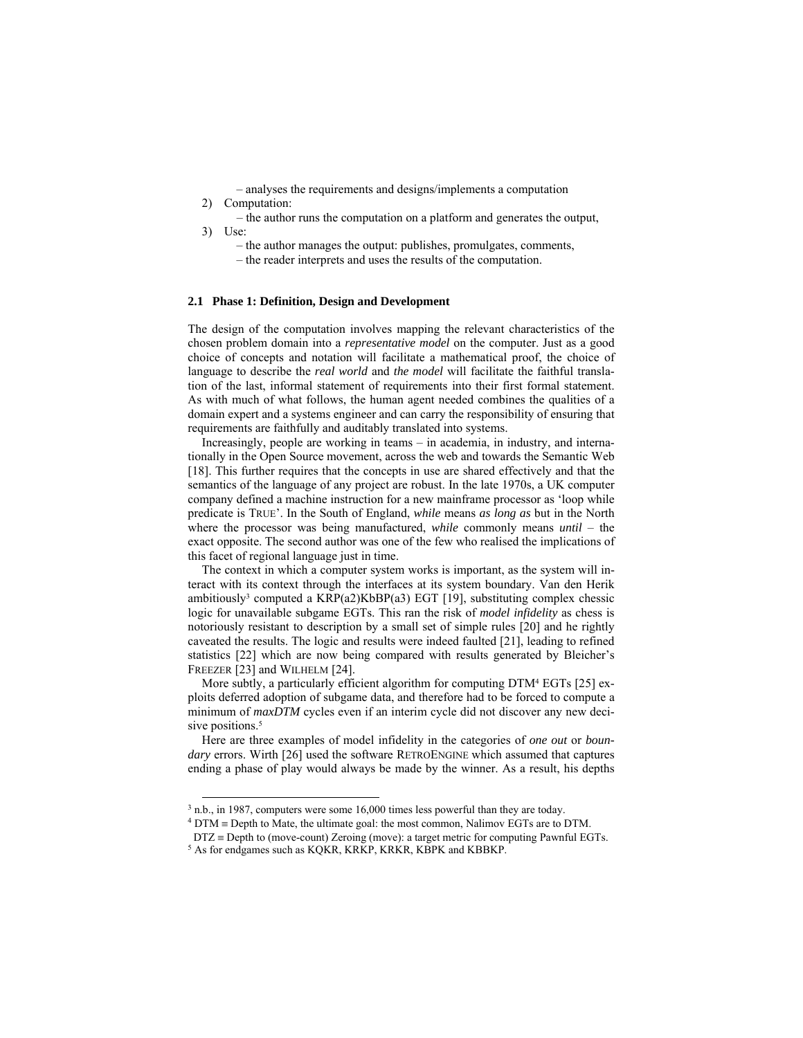– analyses the requirements and designs/implements a computation

2) Computation:

   – the author runs the computation on a platform and generates the output,

3) Use:

   – the author manages the output: publishes, promulgates, comments,

   – the reader interprets and uses the results of the computation.

### 2.1 Phase 1: Definition, Design and Development

The design of the computation involves mapping the relevant characteristics of the chosen problem domain into a *representative model* on the computer. Just as a good choice of concepts and notation will facilitate a mathematical proof, the choice of language to describe the *real world* and *the model* will facilitate the faithful translation of the last, informal statement of requirements into their first formal statement. As with much of what follows, the human agent needed combines the qualities of a domain expert and a systems engineer and can carry the responsibility of ensuring that requirements are faithfully and auditably translated into systems.

Increasingly, people are working in teams – in academia, in industry, and internationally in the Open Source movement, across the web and towards the Semantic Web [18]. This further requires that the concepts in use are shared effectively and that the semantics of the language of any project are robust. In the late 1970s, a UK computer company defined a machine instruction for a new mainframe processor as 'loop while predicate is TRUE'. In the South of England, *while* means *as long as* but in the North where the processor was being manufactured, *while* commonly means *until* – the exact opposite. The second author was one of the few who realised the implications of this facet of regional language just in time.

The context in which a computer system works is important, as the system will interact with its context through the interfaces at its system boundary. Van den Herik ambitiously[3] computed a KRP(a2)KbBP(a3) EGT [19], substituting complex chessic logic for unavailable subgame EGTs. This ran the risk of *model infidelity* as chess is notoriously resistant to description by a small set of simple rules [20] and he rightly caveated the results. The logic and results were indeed faulted [21], leading to refined statistics [22] which are now being compared with results generated by Bleicher's FREEZER [23] and WILHELM [24].

More subtly, a particularly efficient algorithm for computing DTM[4] EGTs [25] exploits deferred adoption of subgame data, and therefore had to be forced to compute a minimum of *maxDTM* cycles even if an interim cycle did not discover any new decisive positions.[5]

Here are three examples of model infidelity in the categories of *one out* or *boundary* errors. Wirth [26] used the software RETROENGINE which assumed that captures ending a phase of play would always be made by the winner. As a result, his depths

---

[3] n.b., in 1987, computers were some 16,000 times less powerful than they are today.

[4] DTM ≡ Depth to Mate, the ultimate goal: the most common, Nalimov EGTs are to DTM.
DTZ ≡ Depth to (move-count) Zeroing (move): a target metric for computing Pawnful EGTs.

[5] As for endgames such as KQKR, KRKP, KRKR, KBPK and KBBKP.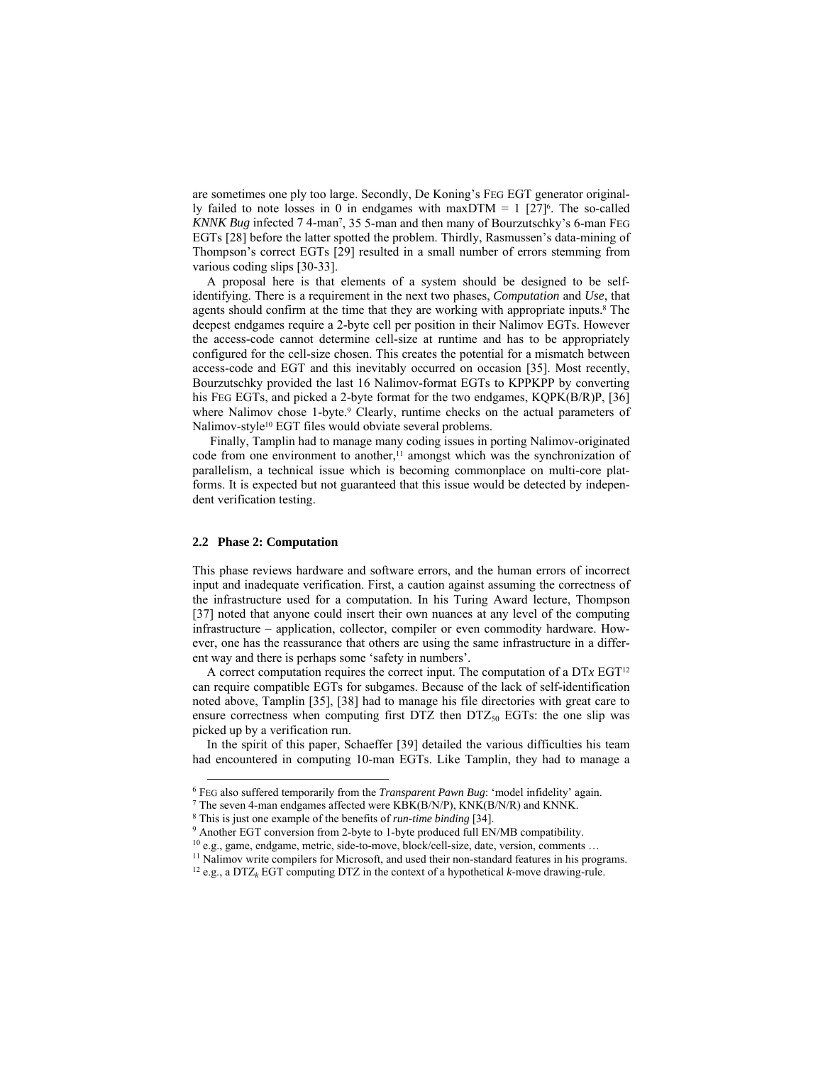are sometimes one ply too large. Secondly, De Koning's FEG EGT generator originally failed to note losses in 0 in endgames with maxDTM = 1 [27][6]. The so-called *KNNK Bug* infected 7 4-man[7], 35 5-man and then many of Bourzutschky's 6-man FEG EGTs [28] before the latter spotted the problem. Thirdly, Rasmussen's data-mining of Thompson's correct EGTs [29] resulted in a small number of errors stemming from various coding slips [30-33].

A proposal here is that elements of a system should be designed to be self-identifying. There is a requirement in the next two phases, *Computation* and *Use*, that agents should confirm at the time that they are working with appropriate inputs.[8] The deepest endgames require a 2-byte cell per position in their Nalimov EGTs. However the access-code cannot determine cell-size at runtime and has to be appropriately configured for the cell-size chosen. This creates the potential for a mismatch between access-code and EGT and this inevitably occurred on occasion [35]. Most recently, Bourzutschky provided the last 16 Nalimov-format EGTs to KPPKPP by converting his FEG EGTs, and picked a 2-byte format for the two endgames, KQPK(B/R)P, [36] where Nalimov chose 1-byte.[9] Clearly, runtime checks on the actual parameters of Nalimov-style[10] EGT files would obviate several problems.

Finally, Tamplin had to manage many coding issues in porting Nalimov-originated code from one environment to another,[11] amongst which was the synchronization of parallelism, a technical issue which is becoming commonplace on multi-core platforms. It is expected but not guaranteed that this issue would be detected by independent verification testing.

### 2.2 Phase 2: Computation

This phase reviews hardware and software errors, and the human errors of incorrect input and inadequate verification. First, a caution against assuming the correctness of the infrastructure used for a computation. In his Turing Award lecture, Thompson [37] noted that anyone could insert their own nuances at any level of the computing infrastructure – application, collector, compiler or even commodity hardware. However, one has the reassurance that others are using the same infrastructure in a different way and there is perhaps some 'safety in numbers'.

A correct computation requires the correct input. The computation of a DT*x* EGT[12] can require compatible EGTs for subgames. Because of the lack of self-identification noted above, Tamplin [35], [38] had to manage his file directories with great care to ensure correctness when computing first DTZ then $DTZ_{50}$ EGTs: the one slip was picked up by a verification run.

In the spirit of this paper, Schaeffer [39] detailed the various difficulties his team had encountered in computing 10-man EGTs. Like Tamplin, they had to manage a

---

[6] FEG also suffered temporarily from the *Transparent Pawn Bug*: 'model infidelity' again.

[7] The seven 4-man endgames affected were KBK(B/N/P), KNK(B/N/R) and KNNK.

[8] This is just one example of the benefits of *run-time binding* [34].

[9] Another EGT conversion from 2-byte to 1-byte produced full EN/MB compatibility.

[10] e.g., game, endgame, metric, side-to-move, block/cell-size, date, version, comments …

[11] Nalimov write compilers for Microsoft, and used their non-standard features in his programs.

[12] e.g., a $DTZ_k$ EGT computing DTZ in the context of a hypothetical *k*-move drawing-rule.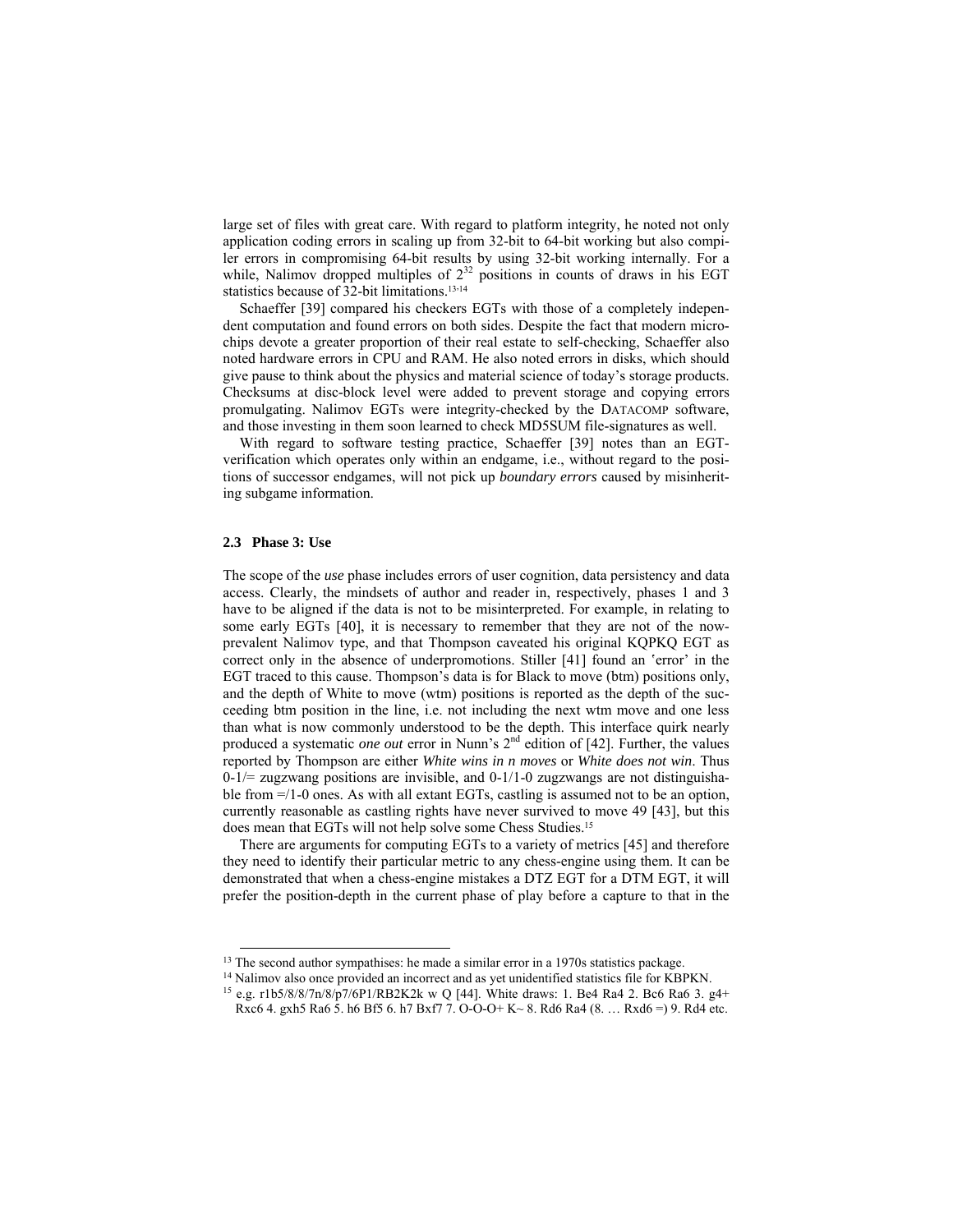large set of files with great care. With regard to platform integrity, he noted not only application coding errors in scaling up from 32-bit to 64-bit working but also compiler errors in compromising 64-bit results by using 32-bit working internally. For a while, Nalimov dropped multiples of $2^{32}$ positions in counts of draws in his EGT statistics because of 32-bit limitations.[13,14]

Schaeffer [39] compared his checkers EGTs with those of a completely independent computation and found errors on both sides. Despite the fact that modern microchips devote a greater proportion of their real estate to self-checking, Schaeffer also noted hardware errors in CPU and RAM. He also noted errors in disks, which should give pause to think about the physics and material science of today's storage products. Checksums at disc-block level were added to prevent storage and copying errors promulgating. Nalimov EGTs were integrity-checked by the DATACOMP software, and those investing in them soon learned to check MD5SUM file-signatures as well.

With regard to software testing practice, Schaeffer [39] notes than an EGT-verification which operates only within an endgame, i.e., without regard to the positions of successor endgames, will not pick up *boundary errors* caused by misinheriting subgame information.

### 2.3 Phase 3: Use

The scope of the *use* phase includes errors of user cognition, data persistency and data access. Clearly, the mindsets of author and reader in, respectively, phases 1 and 3 have to be aligned if the data is not to be misinterpreted. For example, in relating to some early EGTs [40], it is necessary to remember that they are not of the now-prevalent Nalimov type, and that Thompson caveated his original KQPKQ EGT as correct only in the absence of underpromotions. Stiller [41] found an 'error' in the EGT traced to this cause. Thompson's data is for Black to move (btm) positions only, and the depth of White to move (wtm) positions is reported as the depth of the succeeding btm position in the line, i.e. not including the next wtm move and one less than what is now commonly understood to be the depth. This interface quirk nearly produced a systematic *one out* error in Nunn's 2nd edition of [42]. Further, the values reported by Thompson are either *White wins in n moves* or *White does not win*. Thus 0-1/= zugzwang positions are invisible, and 0-1/1-0 zugzwangs are not distinguishable from =/1-0 ones. As with all extant EGTs, castling is assumed not to be an option, currently reasonable as castling rights have never survived to move 49 [43], but this does mean that EGTs will not help solve some Chess Studies.[15]

There are arguments for computing EGTs to a variety of metrics [45] and therefore they need to identify their particular metric to any chess-engine using them. It can be demonstrated that when a chess-engine mistakes a DTZ EGT for a DTM EGT, it will prefer the position-depth in the current phase of play before a capture to that in the

---

[13] The second author sympathises: he made a similar error in a 1970s statistics package.

[14] Nalimov also once provided an incorrect and as yet unidentified statistics file for KBPKN.

[15] e.g. r1b5/8/8/7n/8/p7/6P1/RB2K2k w Q [44]. White draws: 1. Be4 Ra4 2. Bc6 Ra6 3. g4+ Rxc6 4. gxh5 Ra6 5. h6 Bf5 6. h7 Bxf7 7. O-O-O+ K~ 8. Rd6 Ra4 (8. … Rxd6 =) 9. Rd4 etc.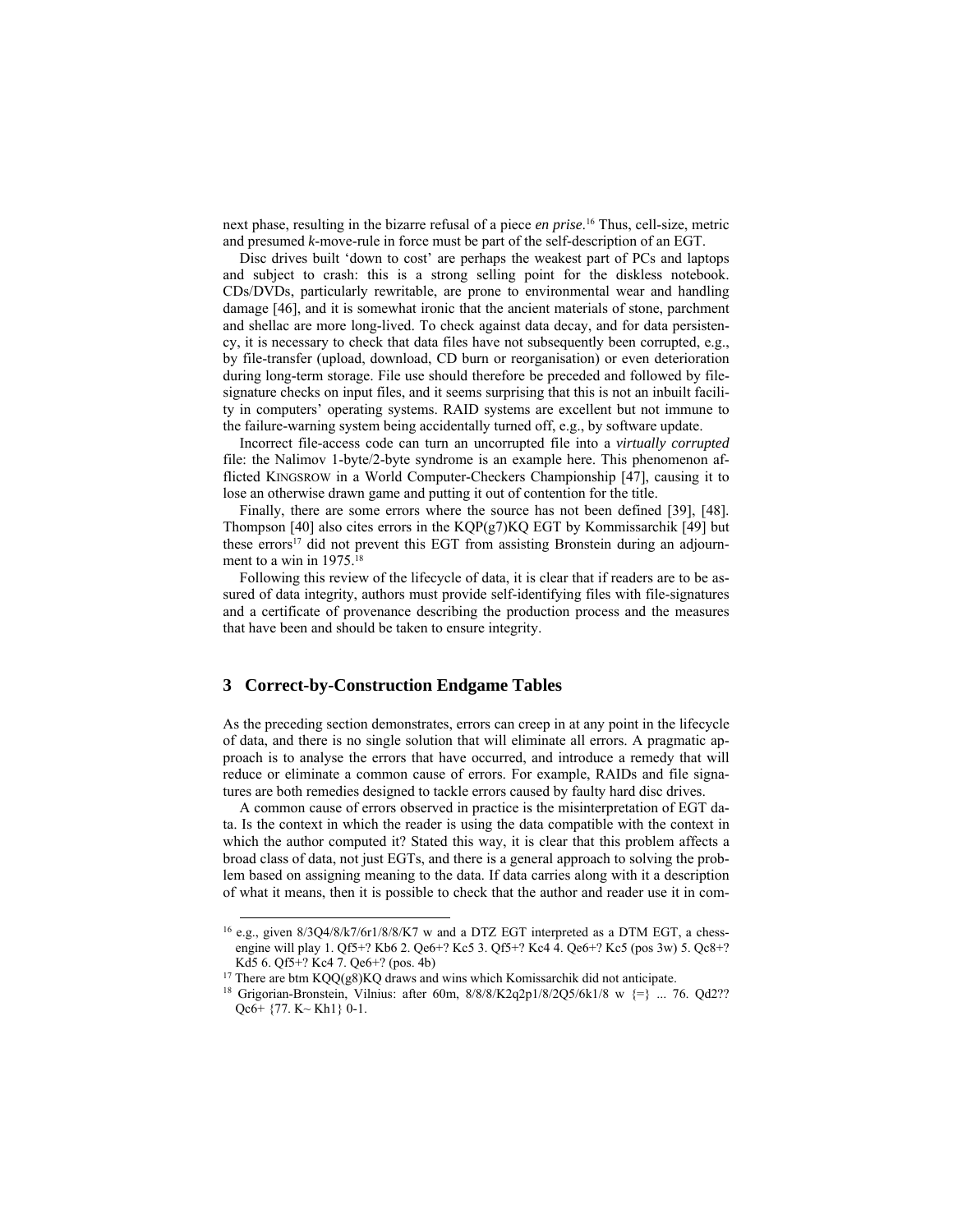next phase, resulting in the bizarre refusal of a piece *en prise*.[16] Thus, cell-size, metric and presumed *k*-move-rule in force must be part of the self-description of an EGT.

Disc drives built 'down to cost' are perhaps the weakest part of PCs and laptops and subject to crash: this is a strong selling point for the diskless notebook. CDs/DVDs, particularly rewritable, are prone to environmental wear and handling damage [46], and it is somewhat ironic that the ancient materials of stone, parchment and shellac are more long-lived. To check against data decay, and for data persistency, it is necessary to check that data files have not subsequently been corrupted, e.g., by file-transfer (upload, download, CD burn or reorganisation) or even deterioration during long-term storage. File use should therefore be preceded and followed by file-signature checks on input files, and it seems surprising that this is not an inbuilt facility in computers' operating systems. RAID systems are excellent but not immune to the failure-warning system being accidentally turned off, e.g., by software update.

Incorrect file-access code can turn an uncorrupted file into a *virtually corrupted* file: the Nalimov 1-byte/2-byte syndrome is an example here. This phenomenon afflicted KINGSROW in a World Computer-Checkers Championship [47], causing it to lose an otherwise drawn game and putting it out of contention for the title.

Finally, there are some errors where the source has not been defined [39], [48]. Thompson [40] also cites errors in the KQP(g7)KQ EGT by Kommissarchik [49] but these errors[17] did not prevent this EGT from assisting Bronstein during an adjournment to a win in 1975.[18]

Following this review of the lifecycle of data, it is clear that if readers are to be assured of data integrity, authors must provide self-identifying files with file-signatures and a certificate of provenance describing the production process and the measures that have been and should be taken to ensure integrity.

## 3 Correct-by-Construction Endgame Tables

As the preceding section demonstrates, errors can creep in at any point in the lifecycle of data, and there is no single solution that will eliminate all errors. A pragmatic approach is to analyse the errors that have occurred, and introduce a remedy that will reduce or eliminate a common cause of errors. For example, RAIDs and file signatures are both remedies designed to tackle errors caused by faulty hard disc drives.

A common cause of errors observed in practice is the misinterpretation of EGT data. Is the context in which the reader is using the data compatible with the context in which the author computed it? Stated this way, it is clear that this problem affects a broad class of data, not just EGTs, and there is a general approach to solving the problem based on assigning meaning to the data. If data carries along with it a description of what it means, then it is possible to check that the author and reader use it in com-

---

[16] e.g., given 8/3Q4/8/k7/6r1/8/8/K7 w and a DTZ EGT interpreted as a DTM EGT, a chess-engine will play 1. Qf5+? Kb6 2. Qe6+? Kc5 3. Qf5+? Kc4 4. Qe6+? Kc5 (pos 3w) 5. Qc8+? Kd5 6. Qf5+? Kc4 7. Qe6+? (pos. 4b)

[17] There are btm KQQ(g8)KQ draws and wins which Komissarchik did not anticipate.

[18] Grigorian-Bronstein, Vilnius: after 60m, 8/8/8/K2q2p1/8/2Q5/6k1/8 w {=} ... 76. Qd2?? Qc6+ {77. K~ Kh1} 0-1.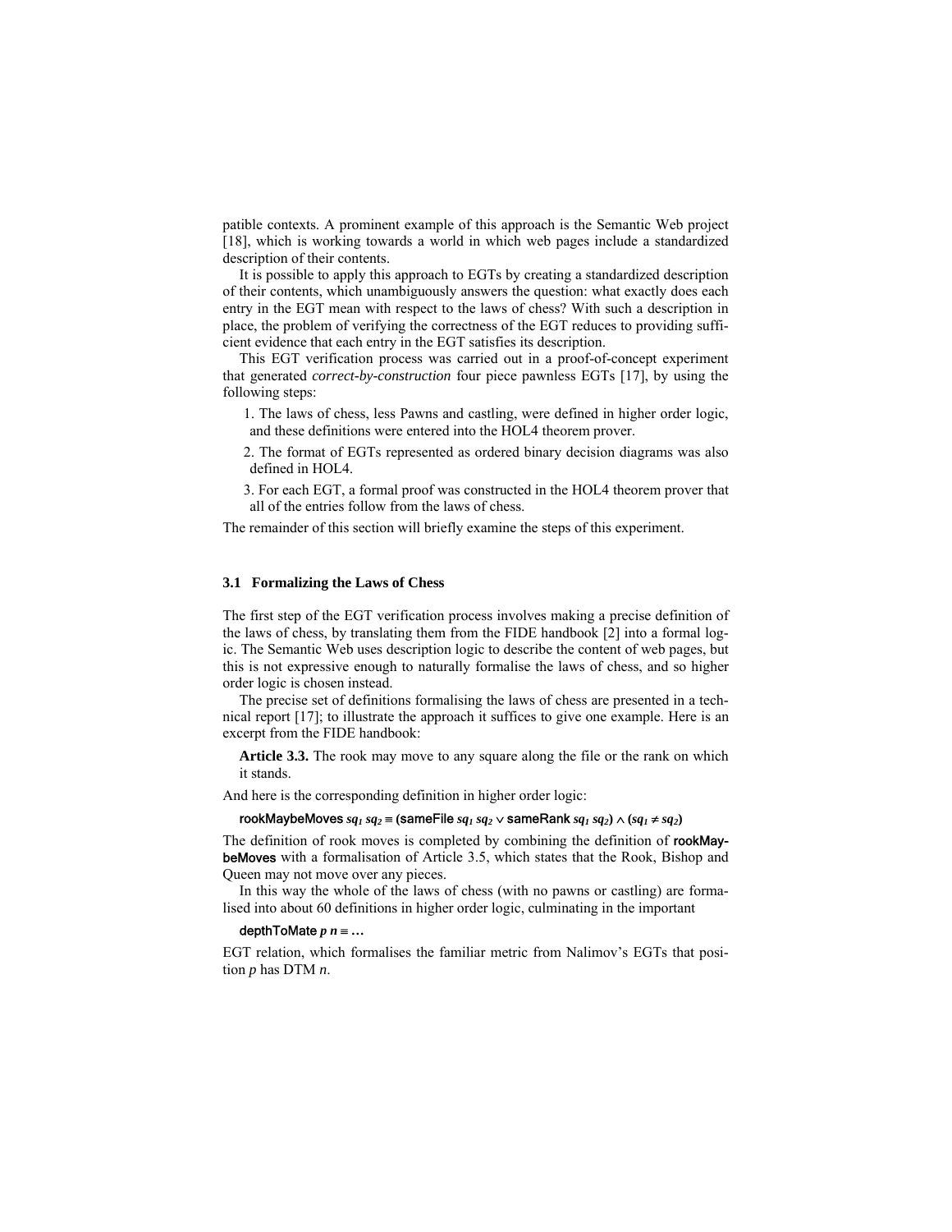patible contexts. A prominent example of this approach is the Semantic Web project [18], which is working towards a world in which web pages include a standardized description of their contents.

It is possible to apply this approach to EGTs by creating a standardized description of their contents, which unambiguously answers the question: what exactly does each entry in the EGT mean with respect to the laws of chess? With such a description in place, the problem of verifying the correctness of the EGT reduces to providing sufficient evidence that each entry in the EGT satisfies its description.

This EGT verification process was carried out in a proof-of-concept experiment that generated *correct-by-construction* four piece pawnless EGTs [17], by using the following steps:

1. The laws of chess, less Pawns and castling, were defined in higher order logic, and these definitions were entered into the HOL4 theorem prover.
2. The format of EGTs represented as ordered binary decision diagrams was also defined in HOL4.
3. For each EGT, a formal proof was constructed in the HOL4 theorem prover that all of the entries follow from the laws of chess.

The remainder of this section will briefly examine the steps of this experiment.

### 3.1 Formalizing the Laws of Chess

The first step of the EGT verification process involves making a precise definition of the laws of chess, by translating them from the FIDE handbook [2] into a formal logic. The Semantic Web uses description logic to describe the content of web pages, but this is not expressive enough to naturally formalise the laws of chess, and so higher order logic is chosen instead.

The precise set of definitions formalising the laws of chess are presented in a technical report [17]; to illustrate the approach it suffices to give one example. Here is an excerpt from the FIDE handbook:

> **Article 3.3.** The rook may move to any square along the file or the rank on which it stands.

And here is the corresponding definition in higher order logic:

$$\textsf{rookMaybeMoves}\ sq_1\ sq_2 \equiv (\textsf{sameFile}\ sq_1\ sq_2 \lor \textsf{sameRank}\ sq_1\ sq_2) \land (sq_1 \neq sq_2)$$

The definition of rook moves is completed by combining the definition of **rookMaybeMoves** with a formalisation of Article 3.5, which states that the Rook, Bishop and Queen may not move over any pieces.

In this way the whole of the laws of chess (with no pawns or castling) are formalised into about 60 definitions in higher order logic, culminating in the important

$$\textsf{depthToMate}\ p\ n \equiv \ldots$$

EGT relation, which formalises the familiar metric from Nalimov's EGTs that position $p$ has DTM $n$.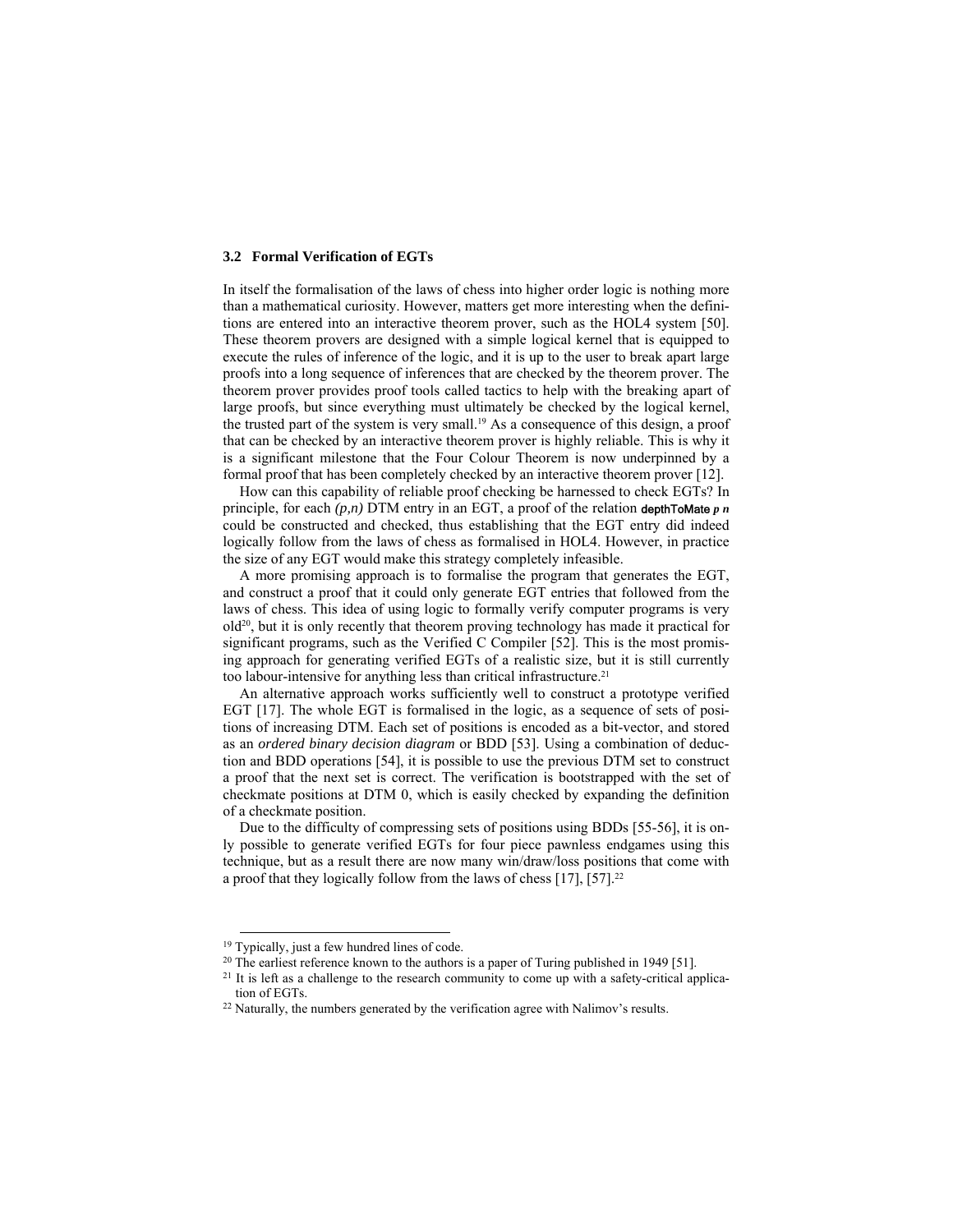### 3.2 Formal Verification of EGTs

In itself the formalisation of the laws of chess into higher order logic is nothing more than a mathematical curiosity. However, matters get more interesting when the definitions are entered into an interactive theorem prover, such as the HOL4 system [50]. These theorem provers are designed with a simple logical kernel that is equipped to execute the rules of inference of the logic, and it is up to the user to break apart large proofs into a long sequence of inferences that are checked by the theorem prover. The theorem prover provides proof tools called tactics to help with the breaking apart of large proofs, but since everything must ultimately be checked by the logical kernel, the trusted part of the system is very small.[19] As a consequence of this design, a proof that can be checked by an interactive theorem prover is highly reliable. This is why it is a significant milestone that the Four Colour Theorem is now underpinned by a formal proof that has been completely checked by an interactive theorem prover [12].

How can this capability of reliable proof checking be harnessed to check EGTs? In principle, for each *(p,n)* DTM entry in an EGT, a proof of the relation depthToMate *p n* could be constructed and checked, thus establishing that the EGT entry did indeed logically follow from the laws of chess as formalised in HOL4. However, in practice the size of any EGT would make this strategy completely infeasible.

A more promising approach is to formalise the program that generates the EGT, and construct a proof that it could only generate EGT entries that followed from the laws of chess. This idea of using logic to formally verify computer programs is very old[20], but it is only recently that theorem proving technology has made it practical for significant programs, such as the Verified C Compiler [52]. This is the most promising approach for generating verified EGTs of a realistic size, but it is still currently too labour-intensive for anything less than critical infrastructure.[21]

An alternative approach works sufficiently well to construct a prototype verified EGT [17]. The whole EGT is formalised in the logic, as a sequence of sets of positions of increasing DTM. Each set of positions is encoded as a bit-vector, and stored as an *ordered binary decision diagram* or BDD [53]. Using a combination of deduction and BDD operations [54], it is possible to use the previous DTM set to construct a proof that the next set is correct. The verification is bootstrapped with the set of checkmate positions at DTM 0, which is easily checked by expanding the definition of a checkmate position.

Due to the difficulty of compressing sets of positions using BDDs [55-56], it is only possible to generate verified EGTs for four piece pawnless endgames using this technique, but as a result there are now many win/draw/loss positions that come with a proof that they logically follow from the laws of chess [17], [57].[22]

---

[19] Typically, just a few hundred lines of code.

[20] The earliest reference known to the authors is a paper of Turing published in 1949 [51].

[21] It is left as a challenge to the research community to come up with a safety-critical application of EGTs.

[22] Naturally, the numbers generated by the verification agree with Nalimov's results.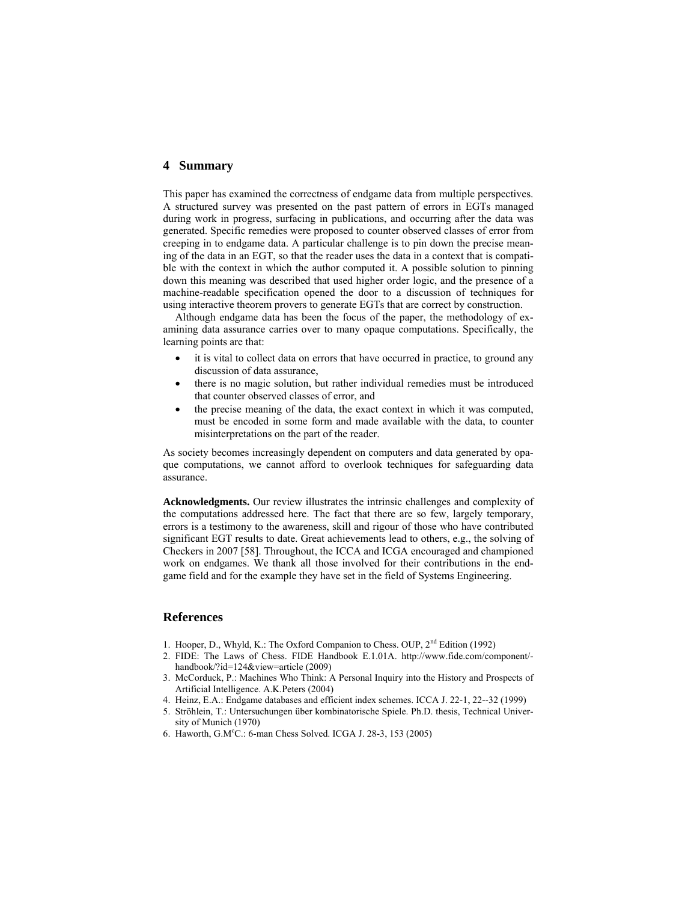## 4 Summary

This paper has examined the correctness of endgame data from multiple perspectives. A structured survey was presented on the past pattern of errors in EGTs managed during work in progress, surfacing in publications, and occurring after the data was generated. Specific remedies were proposed to counter observed classes of error from creeping in to endgame data. A particular challenge is to pin down the precise meaning of the data in an EGT, so that the reader uses the data in a context that is compatible with the context in which the author computed it. A possible solution to pinning down this meaning was described that used higher order logic, and the presence of a machine-readable specification opened the door to a discussion of techniques for using interactive theorem provers to generate EGTs that are correct by construction.

Although endgame data has been the focus of the paper, the methodology of examining data assurance carries over to many opaque computations. Specifically, the learning points are that:

- it is vital to collect data on errors that have occurred in practice, to ground any discussion of data assurance,
- there is no magic solution, but rather individual remedies must be introduced that counter observed classes of error, and
- the precise meaning of the data, the exact context in which it was computed, must be encoded in some form and made available with the data, to counter misinterpretations on the part of the reader.

As society becomes increasingly dependent on computers and data generated by opaque computations, we cannot afford to overlook techniques for safeguarding data assurance.

**Acknowledgments.** Our review illustrates the intrinsic challenges and complexity of the computations addressed here. The fact that there are so few, largely temporary, errors is a testimony to the awareness, skill and rigour of those who have contributed significant EGT results to date. Great achievements lead to others, e.g., the solving of Checkers in 2007 [58]. Throughout, the ICCA and ICGA encouraged and championed work on endgames. We thank all those involved for their contributions in the endgame field and for the example they have set in the field of Systems Engineering.

## References

1. Hooper, D., Whyld, K.: The Oxford Companion to Chess. OUP, 2nd Edition (1992)
2. FIDE: The Laws of Chess. FIDE Handbook E.1.01A. http://www.fide.com/component/-handbook/?id=124&view=article (2009)
3. McCorduck, P.: Machines Who Think: A Personal Inquiry into the History and Prospects of Artificial Intelligence. A.K.Peters (2004)
4. Heinz, E.A.: Endgame databases and efficient index schemes. ICCA J. 22-1, 22--32 (1999)
5. Ströhlein, T.: Untersuchungen über kombinatorische Spiele. Ph.D. thesis, Technical University of Munich (1970)
6. Haworth, G.McC.: 6-man Chess Solved. ICGA J. 28-3, 153 (2005)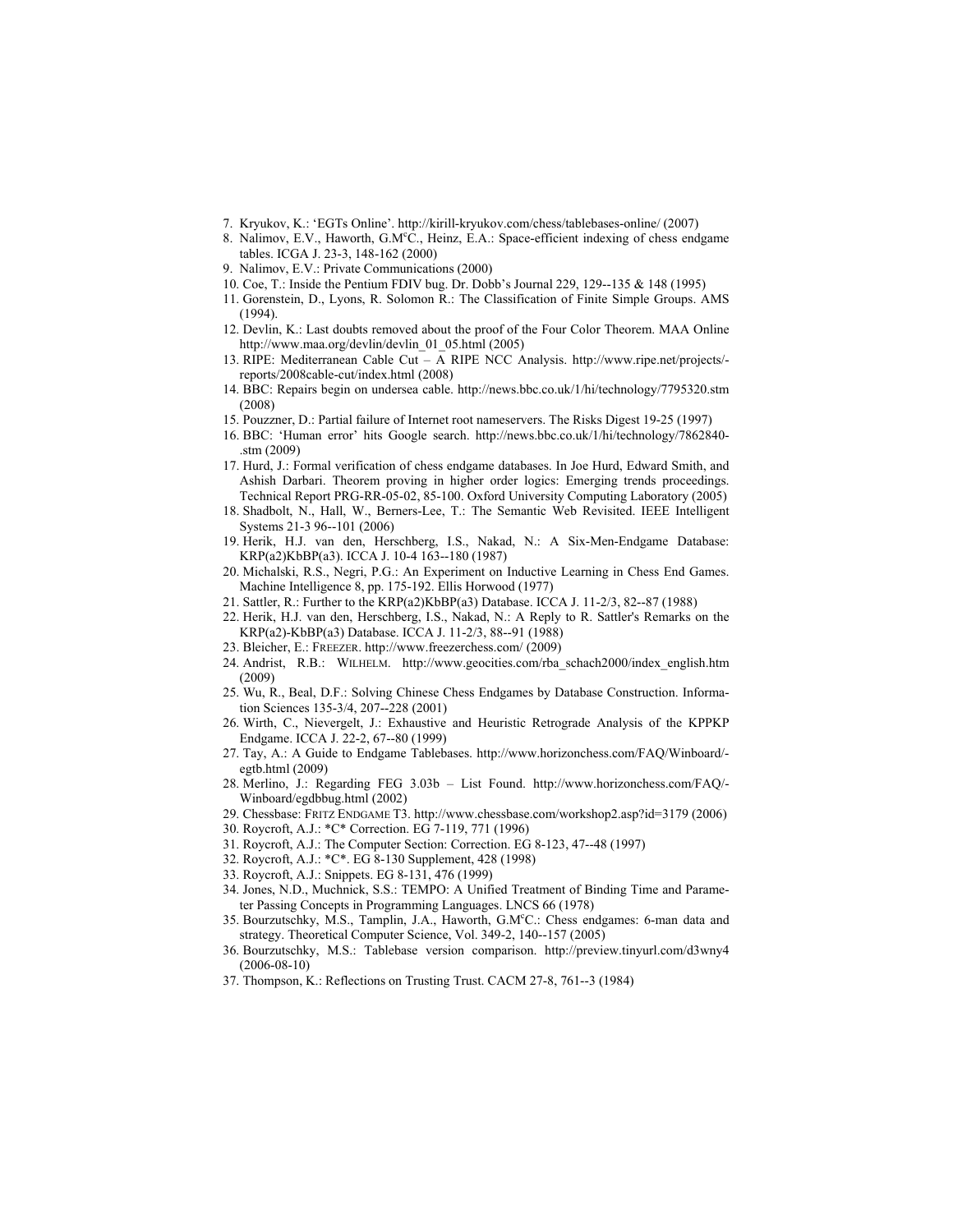7. Kryukov, K.: 'EGTs Online'. http://kirill-kryukov.com/chess/tablebases-online/ (2007)
8. Nalimov, E.V., Haworth, G.M[c]C., Heinz, E.A.: Space-efficient indexing of chess endgame tables. ICGA J. 23-3, 148-162 (2000)
9. Nalimov, E.V.: Private Communications (2000)
10. Coe, T.: Inside the Pentium FDIV bug. Dr. Dobb's Journal 229, 129--135 & 148 (1995)
11. Gorenstein, D., Lyons, R. Solomon R.: The Classification of Finite Simple Groups. AMS (1994).
12. Devlin, K.: Last doubts removed about the proof of the Four Color Theorem. MAA Online http://www.maa.org/devlin/devlin_01_05.html (2005)
13. RIPE: Mediterranean Cable Cut – A RIPE NCC Analysis. http://www.ripe.net/projects/-reports/2008cable-cut/index.html (2008)
14. BBC: Repairs begin on undersea cable. http://news.bbc.co.uk/1/hi/technology/7795320.stm (2008)
15. Pouzzner, D.: Partial failure of Internet root nameservers. The Risks Digest 19-25 (1997)
16. BBC: 'Human error' hits Google search. http://news.bbc.co.uk/1/hi/technology/7862840-.stm (2009)
17. Hurd, J.: Formal verification of chess endgame databases. In Joe Hurd, Edward Smith, and Ashish Darbari. Theorem proving in higher order logics: Emerging trends proceedings. Technical Report PRG-RR-05-02, 85-100. Oxford University Computing Laboratory (2005)
18. Shadbolt, N., Hall, W., Berners-Lee, T.: The Semantic Web Revisited. IEEE Intelligent Systems 21-3 96--101 (2006)
19. Herik, H.J. van den, Herschberg, I.S., Nakad, N.: A Six-Men-Endgame Database: KRP(a2)KbBP(a3). ICCA J. 10-4 163--180 (1987)
20. Michalski, R.S., Negri, P.G.: An Experiment on Inductive Learning in Chess End Games. Machine Intelligence 8, pp. 175-192. Ellis Horwood (1977)
21. Sattler, R.: Further to the KRP(a2)KbBP(a3) Database. ICCA J. 11-2/3, 82--87 (1988)
22. Herik, H.J. van den, Herschberg, I.S., Nakad, N.: A Reply to R. Sattler's Remarks on the KRP(a2)-KbBP(a3) Database. ICCA J. 11-2/3, 88--91 (1988)
23. Bleicher, E.: FREEZER. http://www.freezerchess.com/ (2009)
24. Andrist, R.B.: WILHELM. http://www.geocities.com/rba_schach2000/index_english.htm (2009)
25. Wu, R., Beal, D.F.: Solving Chinese Chess Endgames by Database Construction. Information Sciences 135-3/4, 207--228 (2001)
26. Wirth, C., Nievergelt, J.: Exhaustive and Heuristic Retrograde Analysis of the KPPKP Endgame. ICCA J. 22-2, 67--80 (1999)
27. Tay, A.: A Guide to Endgame Tablebases. http://www.horizonchess.com/FAQ/Winboard/-egtb.html (2009)
28. Merlino, J.: Regarding FEG 3.03b – List Found. http://www.horizonchess.com/FAQ/-Winboard/egdbbug.html (2002)
29. Chessbase: FRITZ ENDGAME T3. http://www.chessbase.com/workshop2.asp?id=3179 (2006)
30. Roycroft, A.J.: *C* Correction. EG 7-119, 771 (1996)
31. Roycroft, A.J.: The Computer Section: Correction. EG 8-123, 47--48 (1997)
32. Roycroft, A.J.: *C*. EG 8-130 Supplement, 428 (1998)
33. Roycroft, A.J.: Snippets. EG 8-131, 476 (1999)
34. Jones, N.D., Muchnick, S.S.: TEMPO: A Unified Treatment of Binding Time and Parameter Passing Concepts in Programming Languages. LNCS 66 (1978)
35. Bourzutschky, M.S., Tamplin, J.A., Haworth, G.M[c]C.: Chess endgames: 6-man data and strategy. Theoretical Computer Science, Vol. 349-2, 140--157 (2005)
36. Bourzutschky, M.S.: Tablebase version comparison. http://preview.tinyurl.com/d3wny4 (2006-08-10)
37. Thompson, K.: Reflections on Trusting Trust. CACM 27-8, 761--3 (1984)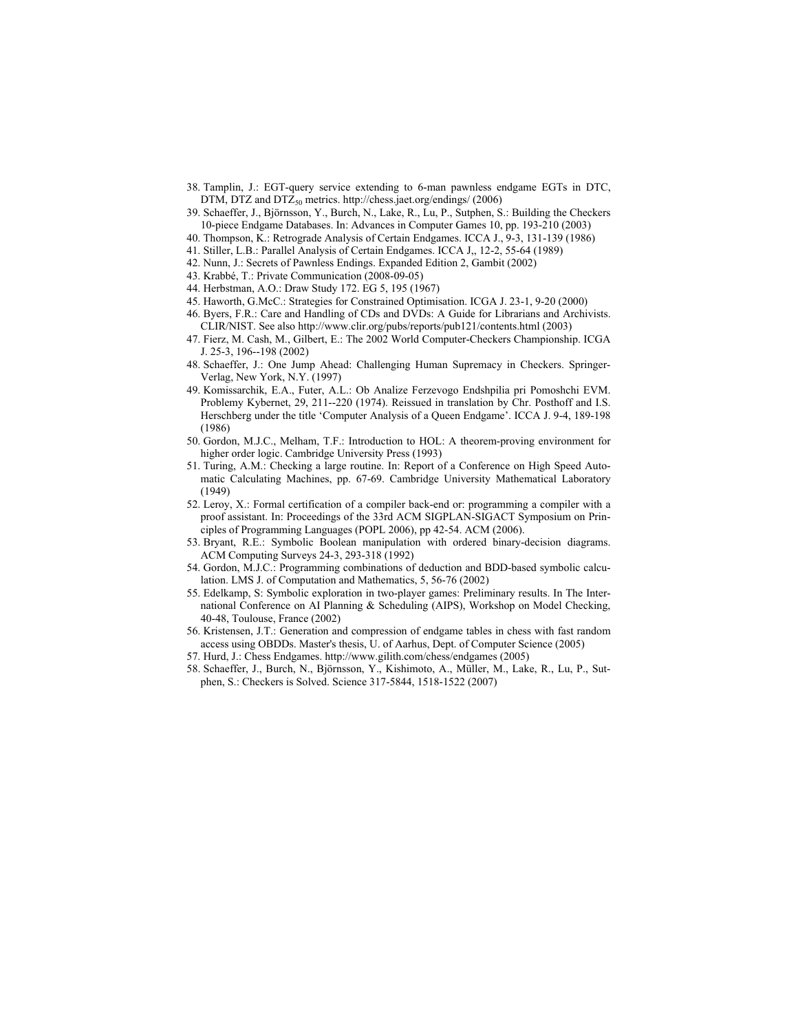38. Tamplin, J.: EGT-query service extending to 6-man pawnless endgame EGTs in DTC, DTM, DTZ and $DTZ_{50}$ metrics. http://chess.jaet.org/endings/ (2006)
39. Schaeffer, J., Björnsson, Y., Burch, N., Lake, R., Lu, P., Sutphen, S.: Building the Checkers 10-piece Endgame Databases. In: Advances in Computer Games 10, pp. 193-210 (2003)
40. Thompson, K.: Retrograde Analysis of Certain Endgames. ICCA J., 9-3, 131-139 (1986)
41. Stiller, L.B.: Parallel Analysis of Certain Endgames. ICCA J,, 12-2, 55-64 (1989)
42. Nunn, J.: Secrets of Pawnless Endings. Expanded Edition 2, Gambit (2002)
43. Krabbé, T.: Private Communication (2008-09-05)
44. Herbstman, A.O.: Draw Study 172. EG 5, 195 (1967)
45. Haworth, G.McC.: Strategies for Constrained Optimisation. ICGA J. 23-1, 9-20 (2000)
46. Byers, F.R.: Care and Handling of CDs and DVDs: A Guide for Librarians and Archivists. CLIR/NIST. See also http://www.clir.org/pubs/reports/pub121/contents.html (2003)
47. Fierz, M. Cash, M., Gilbert, E.: The 2002 World Computer-Checkers Championship. ICGA J. 25-3, 196--198 (2002)
48. Schaeffer, J.: One Jump Ahead: Challenging Human Supremacy in Checkers. Springer-Verlag, New York, N.Y. (1997)
49. Komissarchik, E.A., Futer, A.L.: Ob Analize Ferzevogo Endshpilia pri Pomoshchi EVM. Problemy Kybernet, 29, 211--220 (1974). Reissued in translation by Chr. Posthoff and I.S. Herschberg under the title 'Computer Analysis of a Queen Endgame'. ICCA J. 9-4, 189-198 (1986)
50. Gordon, M.J.C., Melham, T.F.: Introduction to HOL: A theorem-proving environment for higher order logic. Cambridge University Press (1993)
51. Turing, A.M.: Checking a large routine. In: Report of a Conference on High Speed Automatic Calculating Machines, pp. 67-69. Cambridge University Mathematical Laboratory (1949)
52. Leroy, X.: Formal certification of a compiler back-end or: programming a compiler with a proof assistant. In: Proceedings of the 33rd ACM SIGPLAN-SIGACT Symposium on Principles of Programming Languages (POPL 2006), pp 42-54. ACM (2006).
53. Bryant, R.E.: Symbolic Boolean manipulation with ordered binary-decision diagrams. ACM Computing Surveys 24-3, 293-318 (1992)
54. Gordon, M.J.C.: Programming combinations of deduction and BDD-based symbolic calculation. LMS J. of Computation and Mathematics, 5, 56-76 (2002)
55. Edelkamp, S: Symbolic exploration in two-player games: Preliminary results. In The International Conference on AI Planning & Scheduling (AIPS), Workshop on Model Checking, 40-48, Toulouse, France (2002)
56. Kristensen, J.T.: Generation and compression of endgame tables in chess with fast random access using OBDDs. Master's thesis, U. of Aarhus, Dept. of Computer Science (2005)
57. Hurd, J.: Chess Endgames. http://www.gilith.com/chess/endgames (2005)
58. Schaeffer, J., Burch, N., Björnsson, Y., Kishimoto, A., Müller, M., Lake, R., Lu, P., Sutphen, S.: Checkers is Solved. Science 317-5844, 1518-1522 (2007)